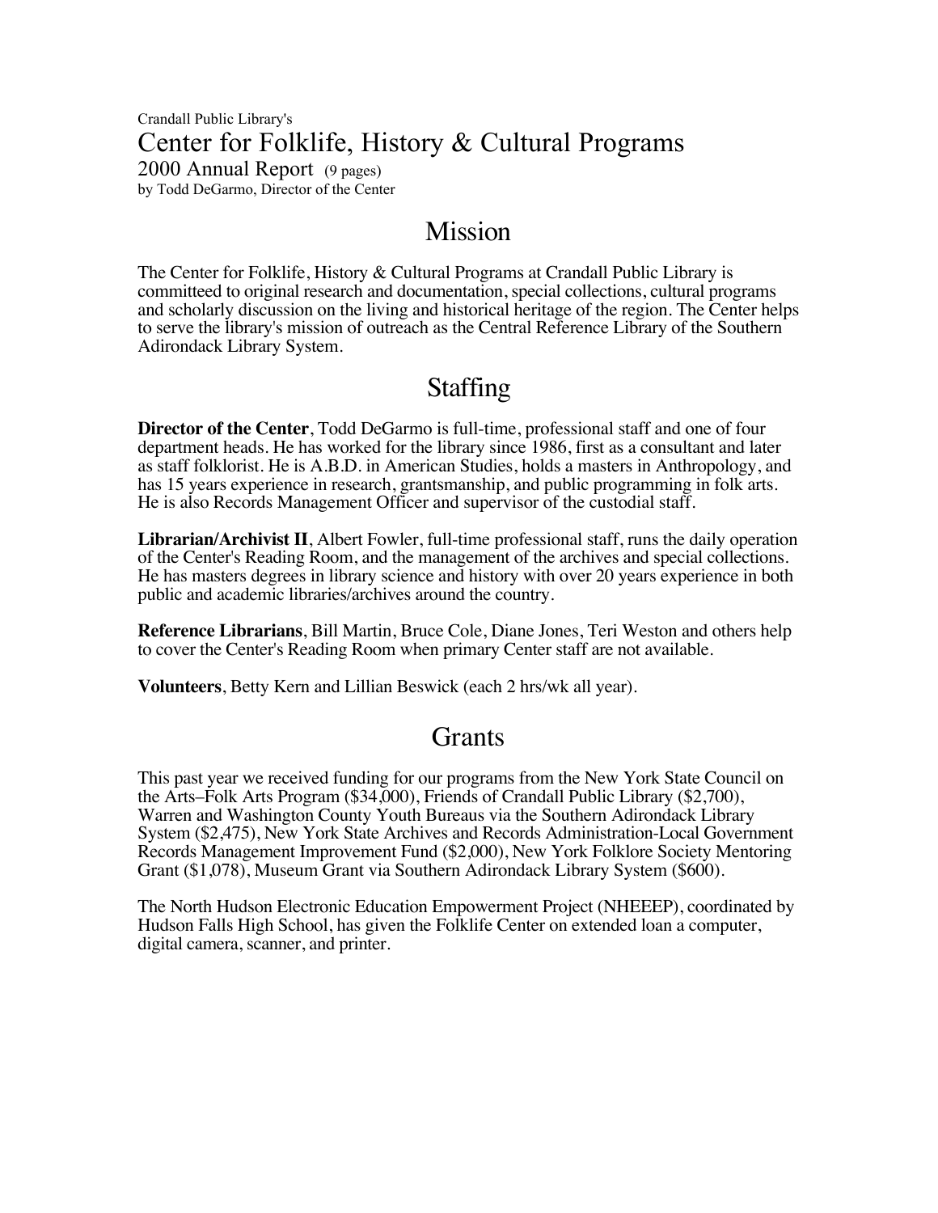Crandall Public Library's

# Center for Folklife, History & Cultural Programs

2000 Annual Report (9 pages)

by Todd DeGarmo, Director of the Center

## Mission

The Center for Folklife, History & Cultural Programs at Crandall Public Library is committeed to original research and documentation, special collections, cultural programs and scholarly discussion on the living and historical heritage of the region. The Center helps to serve the library's mission of outreach as the Central Reference Library of the Southern Adirondack Library System.

## Staffing

**Director of the Center**, Todd DeGarmo is full-time, professional staff and one of four department heads. He has worked for the library since 1986, first as a consultant and later as staff folklorist. He is A.B.D. in American Studies, holds a masters in Anthropology, and has 15 years experience in research, grantsmanship, and public programming in folk arts. He is also Records Management Officer and supervisor of the custodial staff.

**Librarian/Archivist II**, Albert Fowler, full-time professional staff, runs the daily operation of the Center's Reading Room, and the management of the archives and special collections. He has masters degrees in library science and history with over 20 years experience in both public and academic libraries/archives around the country.

**Reference Librarians**, Bill Martin, Bruce Cole, Diane Jones, Teri Weston and others help to cover the Center's Reading Room when primary Center staff are not available.

**Volunteers**, Betty Kern and Lillian Beswick (each 2 hrs/wk all year).

## Grants

This past year we received funding for our programs from the New York State Council on the Arts–Folk Arts Program ($34,000), Friends of Crandall Public Library ($2,700), Warren and Washington County Youth Bureaus via the Southern Adirondack Library System ($2,475), New York State Archives and Records Administration-Local Government Records Management Improvement Fund ($2,000), New York Folklore Society Mentoring Grant ($1,078), Museum Grant via Southern Adirondack Library System ($600).

The North Hudson Electronic Education Empowerment Project (NHEEEP), coordinated by Hudson Falls High School, has given the Folklife Center on extended loan a computer, digital camera, scanner, and printer.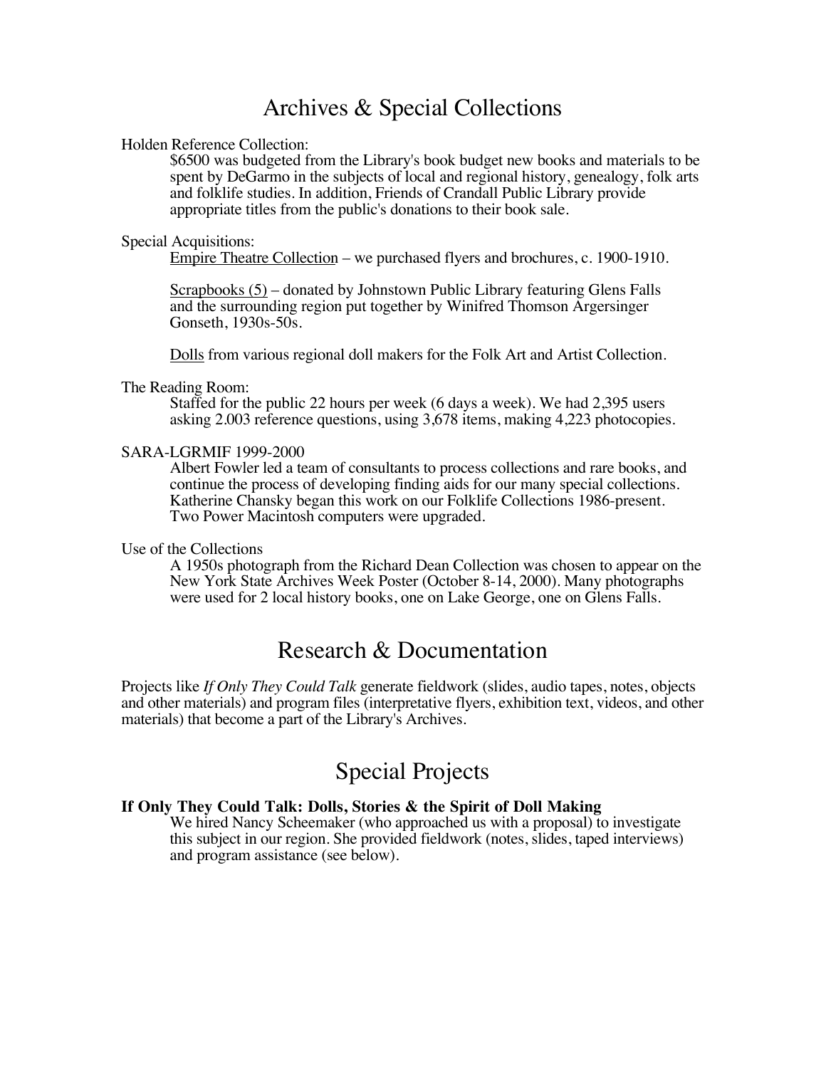# Archives & Special Collections

Holden Reference Collection:

$6500 was budgeted from the Library's book budget new books and materials to be spent by DeGarmo in the subjects of local and regional history, genealogy, folk arts and folklife studies. In addition, Friends of Crandall Public Library provide appropriate titles from the public's donations to their book sale.

Special Acquisitions:

Empire Theatre Collection – we purchased flyers and brochures, c. 1900-1910.

Scrapbooks (5) – donated by Johnstown Public Library featuring Glens Falls and the surrounding region put together by Winifred Thomson Argersinger Gonseth, 1930s-50s.

Dolls from various regional doll makers for the Folk Art and Artist Collection.

The Reading Room:

Staffed for the public 22 hours per week (6 days a week). We had 2,395 users asking 2.003 reference questions, using 3,678 items, making 4,223 photocopies.

SARA-LGRMIF 1999-2000

Albert Fowler led a team of consultants to process collections and rare books, and continue the process of developing finding aids for our many special collections. Katherine Chansky began this work on our Folklife Collections 1986-present. Two Power Macintosh computers were upgraded.

Use of the Collections

A 1950s photograph from the Richard Dean Collection was chosen to appear on the New York State Archives Week Poster (October 8-14, 2000). Many photographs were used for 2 local history books, one on Lake George, one on Glens Falls.

# Research & Documentation

Projects like *If Only They Could Talk* generate fieldwork (slides, audio tapes, notes, objects and other materials) and program files (interpretative flyers, exhibition text, videos, and other materials) that become a part of the Library's Archives.

# Special Projects

**If Only They Could Talk: Dolls, Stories & the Spirit of Doll Making**

We hired Nancy Scheemaker (who approached us with a proposal) to investigate this subject in our region. She provided fieldwork (notes, slides, taped interviews) and program assistance (see below).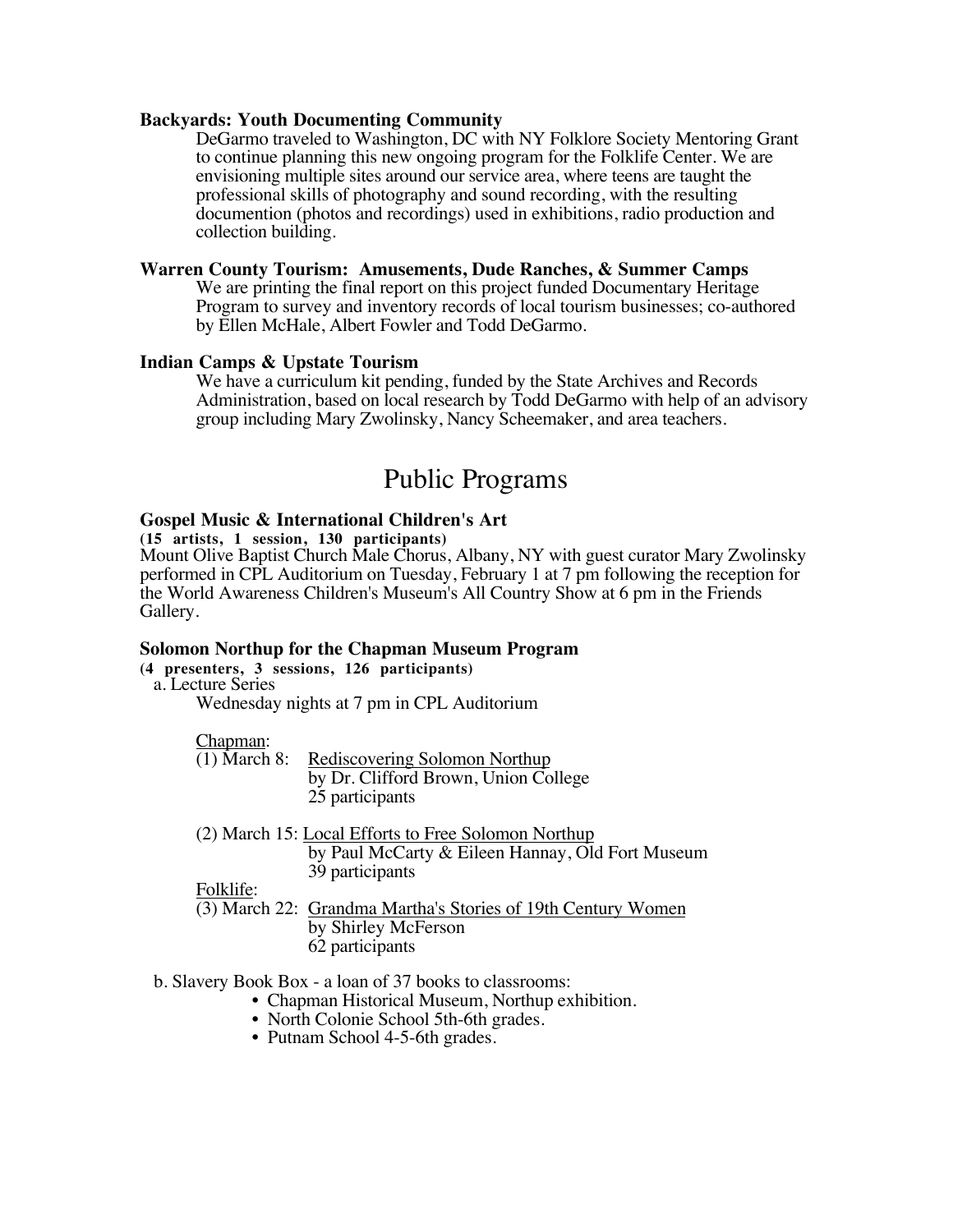**Backyards: Youth Documenting Community**

DeGarmo traveled to Washington, DC with NY Folklore Society Mentoring Grant to continue planning this new ongoing program for the Folklife Center. We are envisioning multiple sites around our service area, where teens are taught the professional skills of photography and sound recording, with the resulting documention (photos and recordings) used in exhibitions, radio production and collection building.

**Warren County Tourism: Amusements, Dude Ranches, & Summer Camps**

We are printing the final report on this project funded Documentary Heritage Program to survey and inventory records of local tourism businesses; co-authored by Ellen McHale, Albert Fowler and Todd DeGarmo.

**Indian Camps & Upstate Tourism**

We have a curriculum kit pending, funded by the State Archives and Records Administration, based on local research by Todd DeGarmo with help of an advisory group including Mary Zwolinsky, Nancy Scheemaker, and area teachers.

# Public Programs

**Gospel Music & International Children's Art**
**(15 artists, 1 session, 130 participants)**
Mount Olive Baptist Church Male Chorus, Albany, NY with guest curator Mary Zwolinsky performed in CPL Auditorium on Tuesday, February 1 at 7 pm following the reception for the World Awareness Children's Museum's All Country Show at 6 pm in the Friends Gallery.

**Solomon Northup for the Chapman Museum Program**
**(4 presenters, 3 sessions, 126 participants)**

a. Lecture Series
Wednesday nights at 7 pm in CPL Auditorium

<u>Chapman</u>:

(1) March 8: <u>Rediscovering Solomon Northup</u>
by Dr. Clifford Brown, Union College
25 participants

(2) March 15: <u>Local Efforts to Free Solomon Northup</u>
by Paul McCarty & Eileen Hannay, Old Fort Museum
39 participants

<u>Folklife</u>:

(3) March 22: <u>Grandma Martha's Stories of 19th Century Women</u>
by Shirley McFerson
62 participants

b. Slavery Book Box - a loan of 37 books to classrooms:

- Chapman Historical Museum, Northup exhibition.
- North Colonie School 5th-6th grades.
- Putnam School 4-5-6th grades.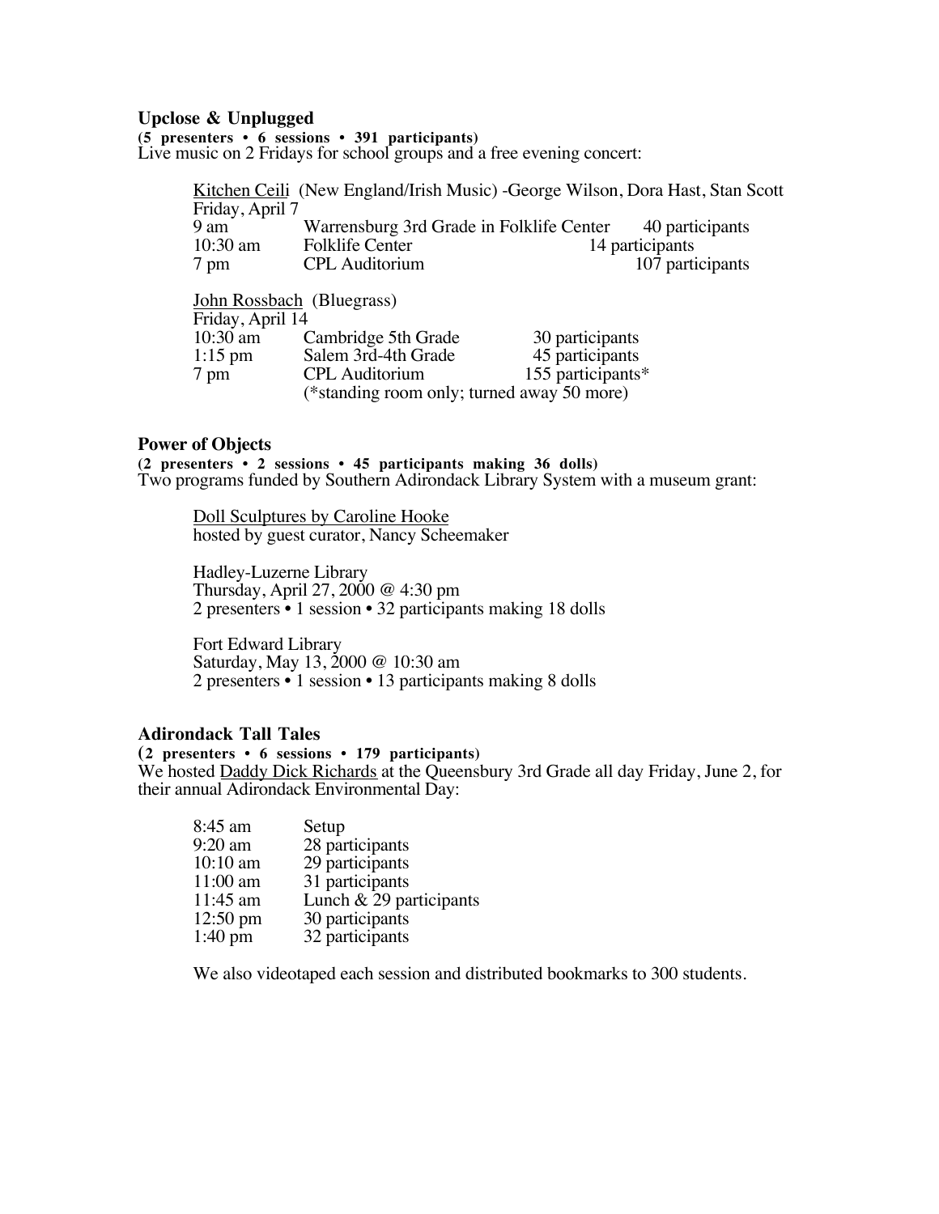**Upclose & Unplugged**

**(5 presenters • 6 sessions • 391 participants)**
Live music on 2 Fridays for school groups and a free evening concert:

Kitchen Ceili (New England/Irish Music) -George Wilson, Dora Hast, Stan Scott
Friday, April 7

| | | |
|---|---|---|
| 9 am | Warrensburg 3rd Grade in Folklife Center | 40 participants |
| 10:30 am | Folklife Center | 14 participants |
| 7 pm | CPL Auditorium | 107 participants |

John Rossbach (Bluegrass)
Friday, April 14

| | | |
|---|---|---|
| 10:30 am | Cambridge 5th Grade | 30 participants |
| 1:15 pm | Salem 3rd-4th Grade | 45 participants |
| 7 pm | CPL Auditorium | 155 participants* |
| | (*standing room only; turned away 50 more) | |

**Power of Objects**

**(2 presenters • 2 sessions • 45 participants making 36 dolls)**
Two programs funded by Southern Adirondack Library System with a museum grant:

Doll Sculptures by Caroline Hooke
hosted by guest curator, Nancy Scheemaker

Hadley-Luzerne Library
Thursday, April 27, 2000 @ 4:30 pm
2 presenters • 1 session • 32 participants making 18 dolls

Fort Edward Library
Saturday, May 13, 2000 @ 10:30 am
2 presenters • 1 session • 13 participants making 8 dolls

**Adirondack Tall Tales**

**(2 presenters • 6 sessions • 179 participants)**
We hosted Daddy Dick Richards at the Queensbury 3rd Grade all day Friday, June 2, for their annual Adirondack Environmental Day:

| | |
|---|---|
| 8:45 am | Setup |
| 9:20 am | 28 participants |
| 10:10 am | 29 participants |
| 11:00 am | 31 participants |
| 11:45 am | Lunch & 29 participants |
| 12:50 pm | 30 participants |
| 1:40 pm | 32 participants |

We also videotaped each session and distributed bookmarks to 300 students.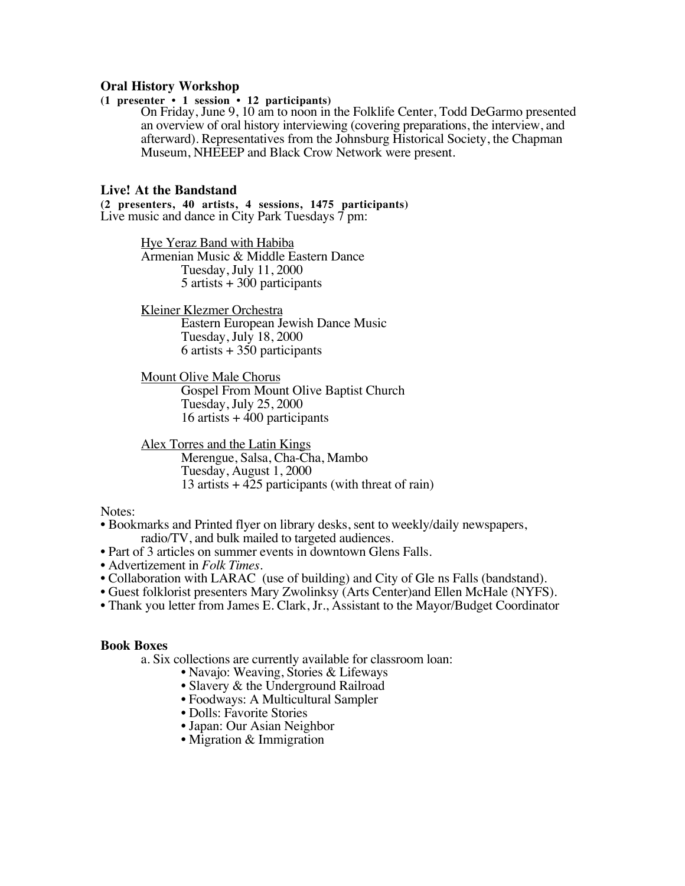### Oral History Workshop

**(1 presenter • 1 session • 12 participants)**

On Friday, June 9, 10 am to noon in the Folklife Center, Todd DeGarmo presented an overview of oral history interviewing (covering preparations, the interview, and afterward). Representatives from the Johnsburg Historical Society, the Chapman Museum, NHEEEP and Black Crow Network were present.

### Live! At the Bandstand

**(2 presenters, 40 artists, 4 sessions, 1475 participants)**

Live music and dance in City Park Tuesdays 7 pm:

Hye Yeraz Band with Habiba
Armenian Music & Middle Eastern Dance
Tuesday, July 11, 2000
5 artists + 300 participants

Kleiner Klezmer Orchestra
Eastern European Jewish Dance Music
Tuesday, July 18, 2000
6 artists + 350 participants

Mount Olive Male Chorus
Gospel From Mount Olive Baptist Church
Tuesday, July 25, 2000
16 artists + 400 participants

Alex Torres and the Latin Kings
Merengue, Salsa, Cha-Cha, Mambo
Tuesday, August 1, 2000
13 artists + 425 participants (with threat of rain)

Notes:

- Bookmarks and Printed flyer on library desks, sent to weekly/daily newspapers, radio/TV, and bulk mailed to targeted audiences.
- Part of 3 articles on summer events in downtown Glens Falls.
- Advertizement in *Folk Times*.
- Collaboration with LARAC (use of building) and City of Gle ns Falls (bandstand).
- Guest folklorist presenters Mary Zwolinksy (Arts Center)and Ellen McHale (NYFS).
- Thank you letter from James E. Clark, Jr., Assistant to the Mayor/Budget Coordinator

### Book Boxes

a. Six collections are currently available for classroom loan:

- Navajo: Weaving, Stories & Lifeways
- Slavery & the Underground Railroad
- Foodways: A Multicultural Sampler
- Dolls: Favorite Stories
- Japan: Our Asian Neighbor
- Migration & Immigration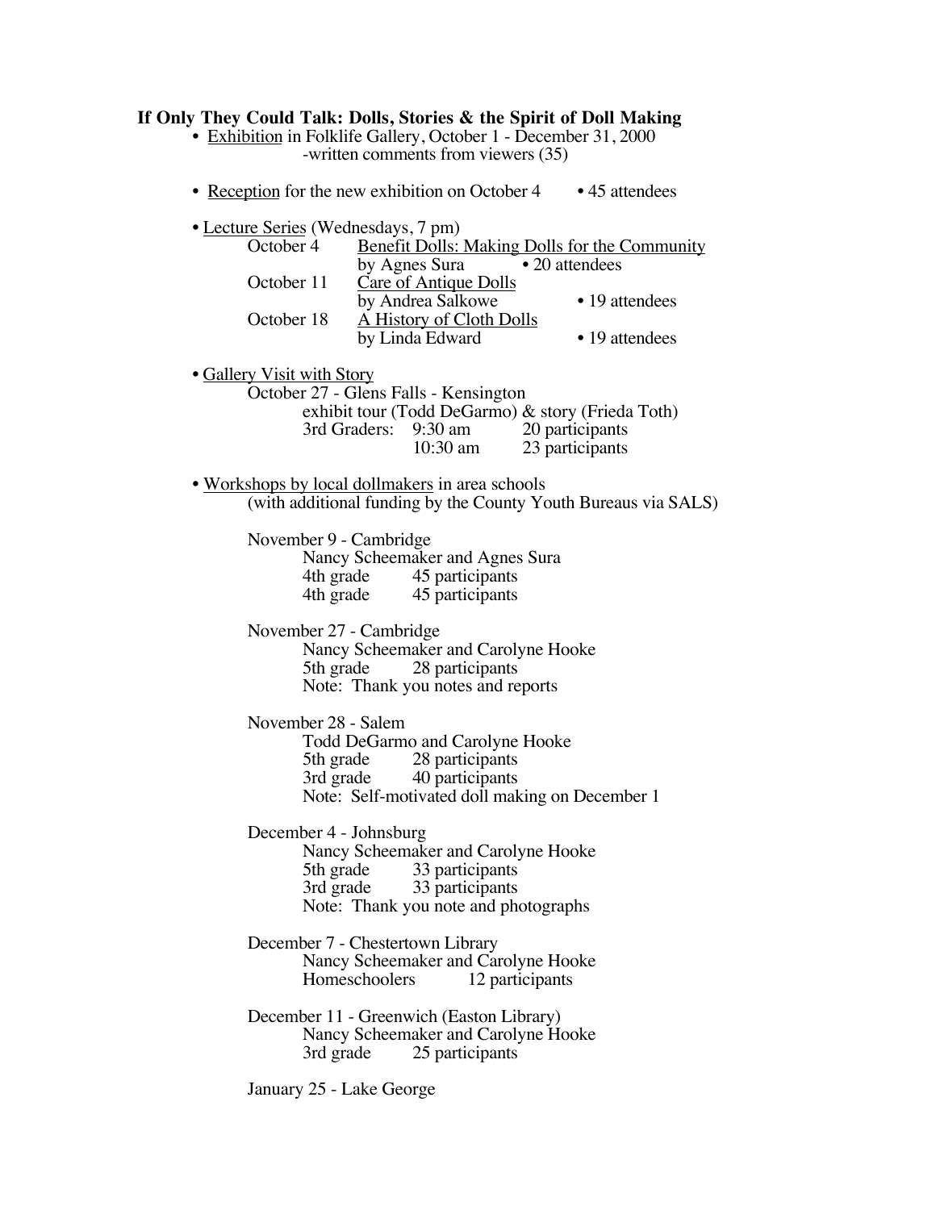**If Only They Could Talk: Dolls, Stories & the Spirit of Doll Making**

- Exhibition in Folklife Gallery, October 1 - December 31, 2000
  - -written comments from viewers (35)

- Reception for the new exhibition on October 4 • 45 attendees

- Lecture Series (Wednesdays, 7 pm)
  - October 4 Benefit Dolls: Making Dolls for the Community by Agnes Sura • 20 attendees
  - October 11 Care of Antique Dolls by Andrea Salkowe • 19 attendees
  - October 18 A History of Cloth Dolls by Linda Edward • 19 attendees

- Gallery Visit with Story
  - October 27 - Glens Falls - Kensington
    - exhibit tour (Todd DeGarmo) & story (Frieda Toth)
    - 3rd Graders: 9:30 am 20 participants
    - 10:30 am 23 participants

- Workshops by local dollmakers in area schools
  (with additional funding by the County Youth Bureaus via SALS)

  November 9 - Cambridge
  - Nancy Scheemaker and Agnes Sura
  - 4th grade 45 participants
  - 4th grade 45 participants

  November 27 - Cambridge
  - Nancy Scheemaker and Carolyne Hooke
  - 5th grade 28 participants
  - Note: Thank you notes and reports

  November 28 - Salem
  - Todd DeGarmo and Carolyne Hooke
  - 5th grade 28 participants
  - 3rd grade 40 participants
  - Note: Self-motivated doll making on December 1

  December 4 - Johnsburg
  - Nancy Scheemaker and Carolyne Hooke
  - 5th grade 33 participants
  - 3rd grade 33 participants
  - Note: Thank you note and photographs

  December 7 - Chestertown Library
  - Nancy Scheemaker and Carolyne Hooke
  - Homeschoolers 12 participants

  December 11 - Greenwich (Easton Library)
  - Nancy Scheemaker and Carolyne Hooke
  - 3rd grade 25 participants

  January 25 - Lake George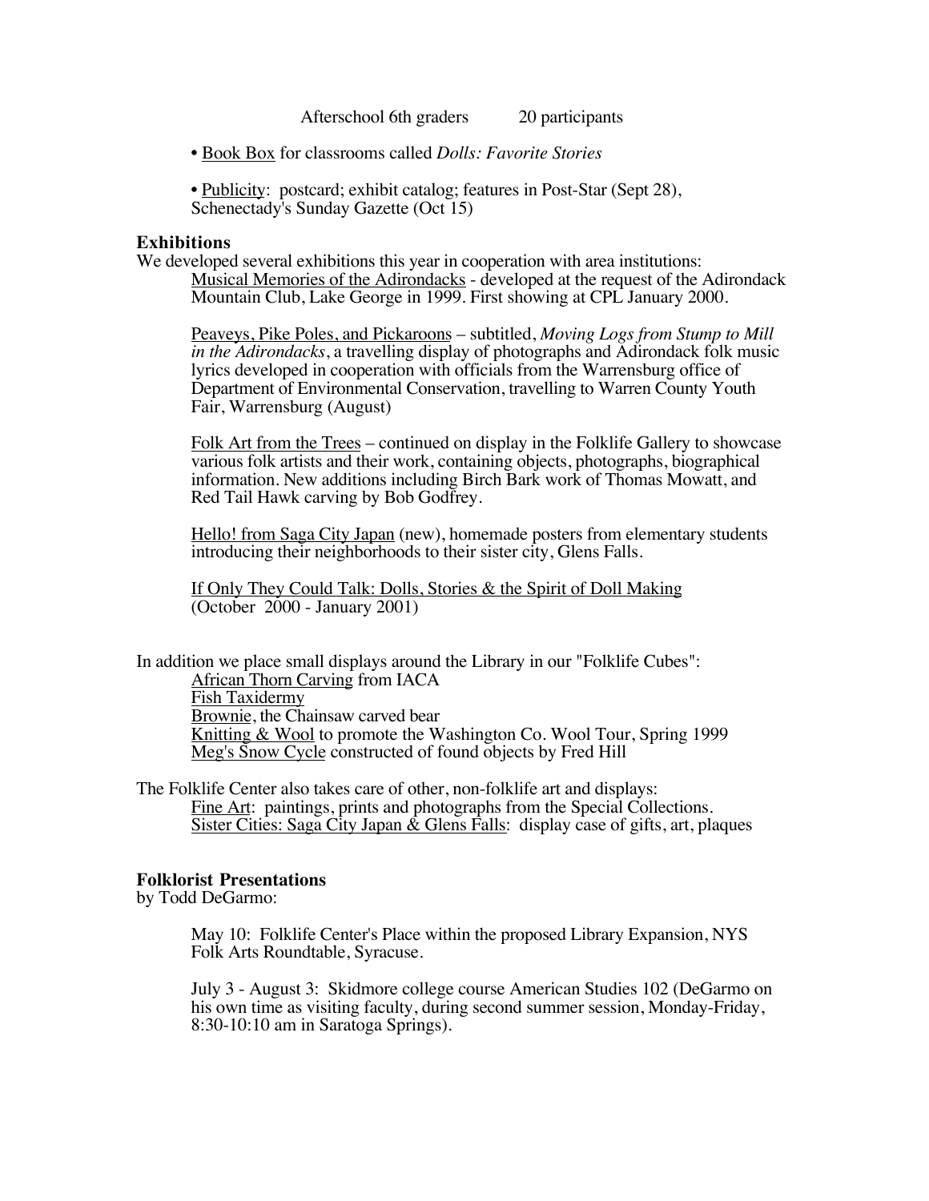Afterschool 6th graders 20 participants

- Book Box for classrooms called *Dolls: Favorite Stories*

- Publicity: postcard; exhibit catalog; features in Post-Star (Sept 28), Schenectady's Sunday Gazette (Oct 15)

**Exhibitions**

We developed several exhibitions this year in cooperation with area institutions:

Musical Memories of the Adirondacks - developed at the request of the Adirondack Mountain Club, Lake George in 1999. First showing at CPL January 2000.

Peaveys, Pike Poles, and Pickaroons – subtitled, *Moving Logs from Stump to Mill in the Adirondacks*, a travelling display of photographs and Adirondack folk music lyrics developed in cooperation with officials from the Warrensburg office of Department of Environmental Conservation, travelling to Warren County Youth Fair, Warrensburg (August)

Folk Art from the Trees – continued on display in the Folklife Gallery to showcase various folk artists and their work, containing objects, photographs, biographical information. New additions including Birch Bark work of Thomas Mowatt, and Red Tail Hawk carving by Bob Godfrey.

Hello! from Saga City Japan (new), homemade posters from elementary students introducing their neighborhoods to their sister city, Glens Falls.

If Only They Could Talk: Dolls, Stories & the Spirit of Doll Making (October 2000 - January 2001)

In addition we place small displays around the Library in our "Folklife Cubes":

African Thorn Carving from IACA
Fish Taxidermy
Brownie, the Chainsaw carved bear
Knitting & Wool to promote the Washington Co. Wool Tour, Spring 1999
Meg's Snow Cycle constructed of found objects by Fred Hill

The Folklife Center also takes care of other, non-folklife art and displays:

Fine Art: paintings, prints and photographs from the Special Collections.
Sister Cities: Saga City Japan & Glens Falls: display case of gifts, art, plaques

**Folklorist Presentations**

by Todd DeGarmo:

May 10: Folklife Center's Place within the proposed Library Expansion, NYS Folk Arts Roundtable, Syracuse.

July 3 - August 3: Skidmore college course American Studies 102 (DeGarmo on his own time as visiting faculty, during second summer session, Monday-Friday, 8:30-10:10 am in Saratoga Springs).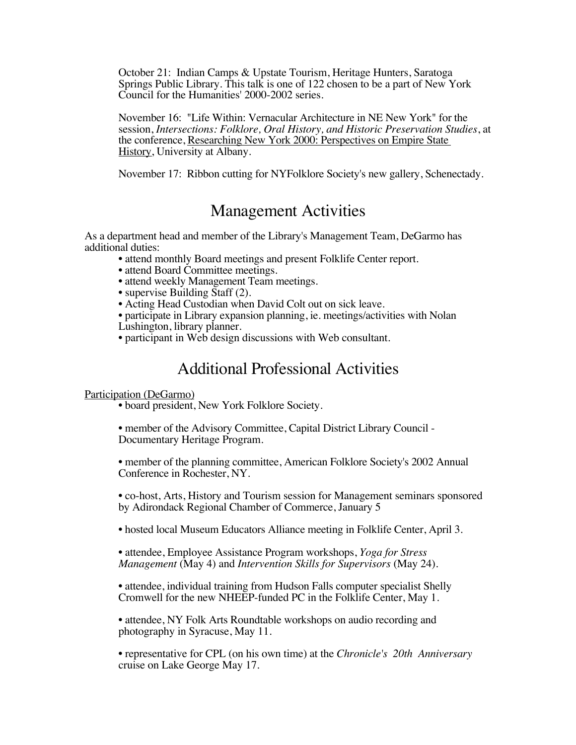October 21: Indian Camps & Upstate Tourism, Heritage Hunters, Saratoga Springs Public Library. This talk is one of 122 chosen to be a part of New York Council for the Humanities' 2000-2002 series.

November 16: "Life Within: Vernacular Architecture in NE New York" for the session, *Intersections: Folklore, Oral History, and Historic Preservation Studies*, at the conference, <u>Researching New York 2000: Perspectives on Empire State History</u>, University at Albany.

November 17: Ribbon cutting for NYFolklore Society's new gallery, Schenectady.

## Management Activities

As a department head and member of the Library's Management Team, DeGarmo has additional duties:

- attend monthly Board meetings and present Folklife Center report.
- attend Board Committee meetings.
- attend weekly Management Team meetings.
- supervise Building Staff (2).
- Acting Head Custodian when David Colt out on sick leave.
- participate in Library expansion planning, ie. meetings/activities with Nolan Lushington, library planner.
- participant in Web design discussions with Web consultant.

## Additional Professional Activities

<u>Participation (DeGarmo)</u>

- board president, New York Folklore Society.
- member of the Advisory Committee, Capital District Library Council - Documentary Heritage Program.
- member of the planning committee, American Folklore Society's 2002 Annual Conference in Rochester, NY.
- co-host, Arts, History and Tourism session for Management seminars sponsored by Adirondack Regional Chamber of Commerce, January 5
- hosted local Museum Educators Alliance meeting in Folklife Center, April 3.
- attendee, Employee Assistance Program workshops, *Yoga for Stress Management* (May 4) and *Intervention Skills for Supervisors* (May 24).
- attendee, individual training from Hudson Falls computer specialist Shelly Cromwell for the new NHEEP-funded PC in the Folklife Center, May 1.
- attendee, NY Folk Arts Roundtable workshops on audio recording and photography in Syracuse, May 11.
- representative for CPL (on his own time) at the *Chronicle's 20th Anniversary* cruise on Lake George May 17.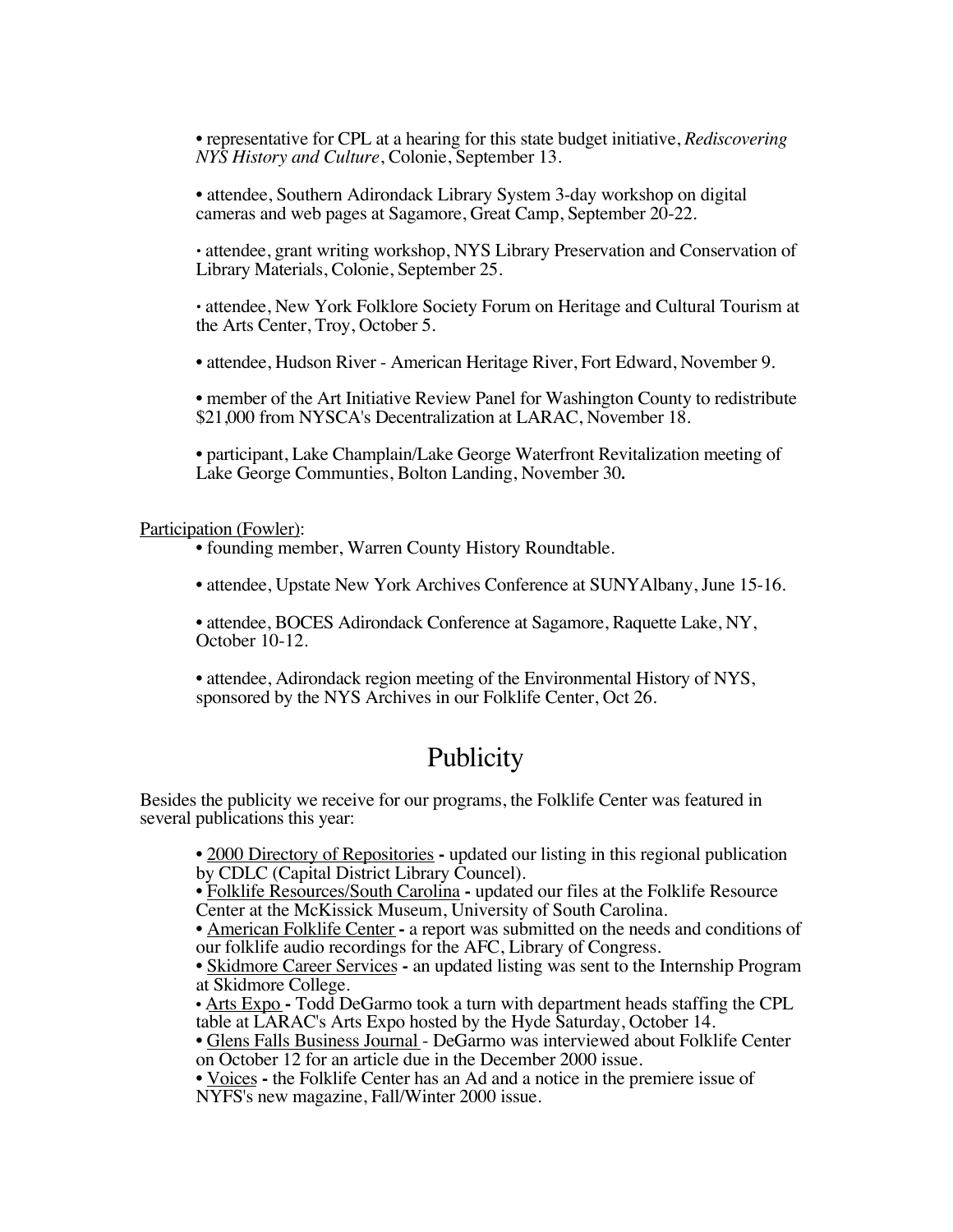- representative for CPL at a hearing for this state budget initiative, *Rediscovering NYS History and Culture*, Colonie, September 13.

- attendee, Southern Adirondack Library System 3-day workshop on digital cameras and web pages at Sagamore, Great Camp, September 20-22.

- attendee, grant writing workshop, NYS Library Preservation and Conservation of Library Materials, Colonie, September 25.

- attendee, New York Folklore Society Forum on Heritage and Cultural Tourism at the Arts Center, Troy, October 5.

- attendee, Hudson River - American Heritage River, Fort Edward, November 9.

- member of the Art Initiative Review Panel for Washington County to redistribute $21,000 from NYSCA's Decentralization at LARAC, November 18.

- participant, Lake Champlain/Lake George Waterfront Revitalization meeting of Lake George Communties, Bolton Landing, November 30.

Participation (Fowler):

- founding member, Warren County History Roundtable.

- attendee, Upstate New York Archives Conference at SUNYAlbany, June 15-16.

- attendee, BOCES Adirondack Conference at Sagamore, Raquette Lake, NY, October 10-12.

- attendee, Adirondack region meeting of the Environmental History of NYS, sponsored by the NYS Archives in our Folklife Center, Oct 26.

# Publicity

Besides the publicity we receive for our programs, the Folklife Center was featured in several publications this year:

- 2000 Directory of Repositories - updated our listing in this regional publication by CDLC (Capital District Library Councel).
- Folklife Resources/South Carolina - updated our files at the Folklife Resource Center at the McKissick Museum, University of South Carolina.
- American Folklife Center - a report was submitted on the needs and conditions of our folklife audio recordings for the AFC, Library of Congress.
- Skidmore Career Services - an updated listing was sent to the Internship Program at Skidmore College.
- Arts Expo - Todd DeGarmo took a turn with department heads staffing the CPL table at LARAC's Arts Expo hosted by the Hyde Saturday, October 14.
- Glens Falls Business Journal - DeGarmo was interviewed about Folklife Center on October 12 for an article due in the December 2000 issue.
- Voices - the Folklife Center has an Ad and a notice in the premiere issue of NYFS's new magazine, Fall/Winter 2000 issue.